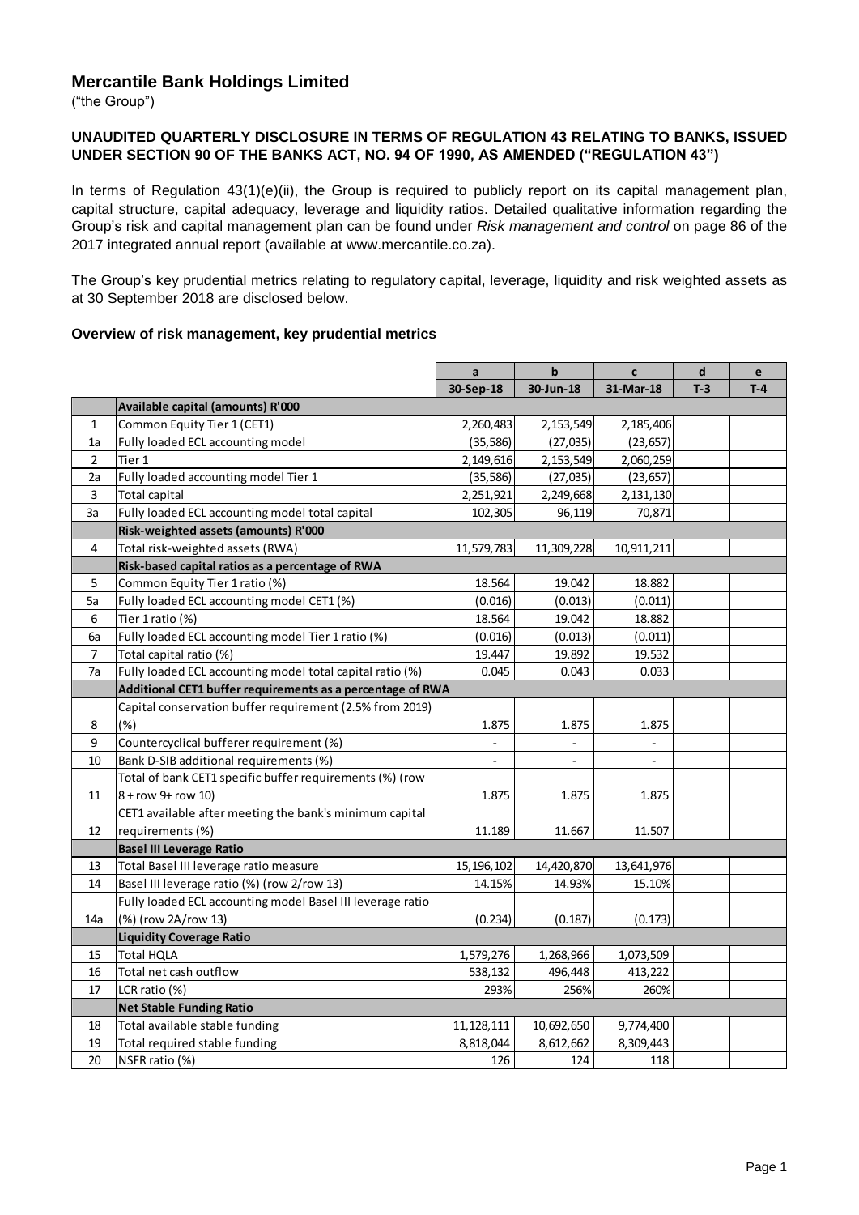# Mercantile Bank Holdings Limited

("the Group")

**UNAUDITED QUARTERLY DISCLOSURE IN TERMS OF REGULATION 43 RELATING TO BANKS, ISSUED UNDER SECTION 90 OF THE BANKS ACT, NO. 94 OF 1990, AS AMENDED ("REGULATION 43")**

In terms of Regulation 43(1)(e)(ii), the Group is required to publicly report on its capital management plan, capital structure, capital adequacy, leverage and liquidity ratios. Detailed qualitative information regarding the Group's risk and capital management plan can be found under *Risk management and control* on page 86 of the 2017 integrated annual report (available at www.mercantile.co.za).

The Group's key prudential metrics relating to regulatory capital, leverage, liquidity and risk weighted assets as at 30 September 2018 are disclosed below.

### Overview of risk management, key prudential metrics

| | | a | b | c | d | e |
|---|---|---|---|---|---|---|
| | | 30-Sep-18 | 30-Jun-18 | 31-Mar-18 | T-3 | T-4 |
| | **Available capital (amounts) R'000** | | | | | |
| 1 | Common Equity Tier 1 (CET1) | 2,260,483 | 2,153,549 | 2,185,406 | | |
| 1a | Fully loaded ECL accounting model | (35,586) | (27,035) | (23,657) | | |
| 2 | Tier 1 | 2,149,616 | 2,153,549 | 2,060,259 | | |
| 2a | Fully loaded accounting model Tier 1 | (35,586) | (27,035) | (23,657) | | |
| 3 | Total capital | 2,251,921 | 2,249,668 | 2,131,130 | | |
| 3a | Fully loaded ECL accounting model total capital | 102,305 | 96,119 | 70,871 | | |
| | **Risk-weighted assets (amounts) R'000** | | | | | |
| 4 | Total risk-weighted assets (RWA) | 11,579,783 | 11,309,228 | 10,911,211 | | |
| | **Risk-based capital ratios as a percentage of RWA** | | | | | |
| 5 | Common Equity Tier 1 ratio (%) | 18.564 | 19.042 | 18.882 | | |
| 5a | Fully loaded ECL accounting model CET1 (%) | (0.016) | (0.013) | (0.011) | | |
| 6 | Tier 1 ratio (%) | 18.564 | 19.042 | 18.882 | | |
| 6a | Fully loaded ECL accounting model Tier 1 ratio (%) | (0.016) | (0.013) | (0.011) | | |
| 7 | Total capital ratio (%) | 19.447 | 19.892 | 19.532 | | |
| 7a | Fully loaded ECL accounting model total capital ratio (%) | 0.045 | 0.043 | 0.033 | | |
| | **Additional CET1 buffer requirements as a percentage of RWA** | | | | | |
| 8 | Capital conservation buffer requirement (2.5% from 2019) (%) | 1.875 | 1.875 | 1.875 | | |
| 9 | Countercyclical bufferer requirement (%) | - | - | - | | |
| 10 | Bank D-SIB additional requirements (%) | - | - | - | | |
| 11 | Total of bank CET1 specific buffer requirements (%) (row 8 + row 9+ row 10) | 1.875 | 1.875 | 1.875 | | |
| 12 | CET1 available after meeting the bank's minimum capital requirements (%) | 11.189 | 11.667 | 11.507 | | |
| | **Basel III Leverage Ratio** | | | | | |
| 13 | Total Basel III leverage ratio measure | 15,196,102 | 14,420,870 | 13,641,976 | | |
| 14 | Basel III leverage ratio (%) (row 2/row 13) | 14.15% | 14.93% | 15.10% | | |
| 14a | Fully loaded ECL accounting model Basel III leverage ratio (%) (row 2A/row 13) | (0.234) | (0.187) | (0.173) | | |
| | **Liquidity Coverage Ratio** | | | | | |
| 15 | Total HQLA | 1,579,276 | 1,268,966 | 1,073,509 | | |
| 16 | Total net cash outflow | 538,132 | 496,448 | 413,222 | | |
| 17 | LCR ratio (%) | 293% | 256% | 260% | | |
| | **Net Stable Funding Ratio** | | | | | |
| 18 | Total available stable funding | 11,128,111 | 10,692,650 | 9,774,400 | | |
| 19 | Total required stable funding | 8,818,044 | 8,612,662 | 8,309,443 | | |
| 20 | NSFR ratio (%) | 126 | 124 | 118 | | |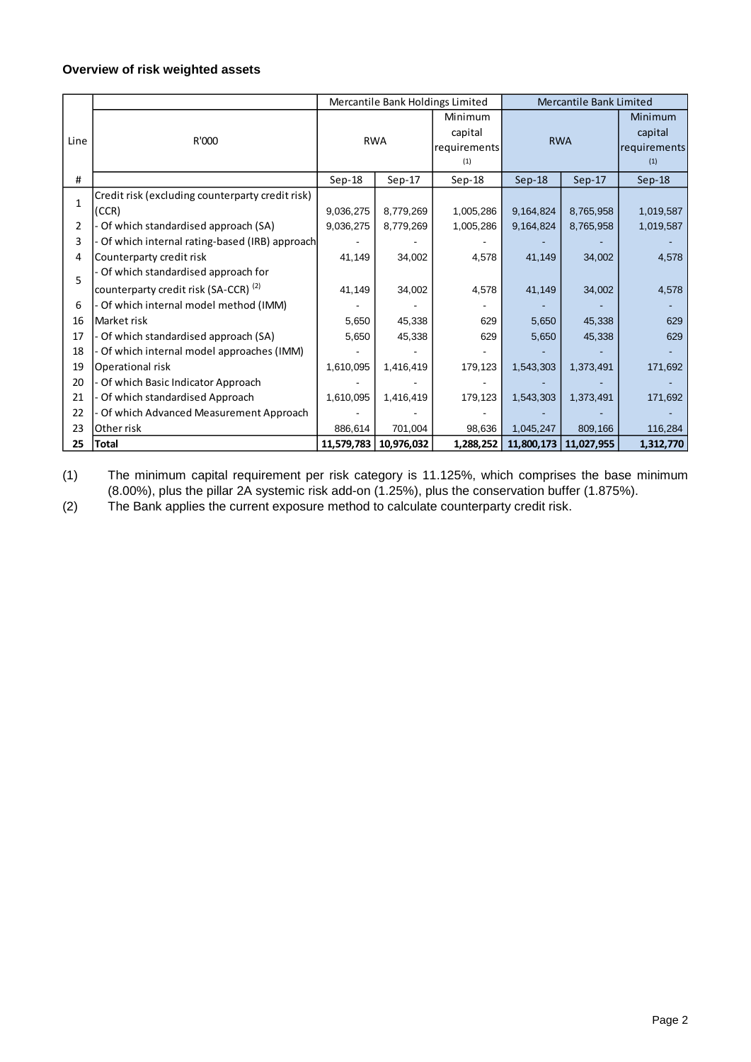### Overview of risk weighted assets

| Line | R'000 | Mercantile Bank Holdings Limited | | | Mercantile Bank Limited | | |
|---|---|---|---|---|---|---|---|
| | | RWA | | Minimum capital requirements (1) | RWA | | Minimum capital requirements (1) |
| # | | Sep-18 | Sep-17 | Sep-18 | Sep-18 | Sep-17 | Sep-18 |
| 1 | Credit risk (excluding counterparty credit risk) (CCR) | 9,036,275 | 8,779,269 | 1,005,286 | 9,164,824 | 8,765,958 | 1,019,587 |
| 2 | - Of which standardised approach (SA) | 9,036,275 | 8,779,269 | 1,005,286 | 9,164,824 | 8,765,958 | 1,019,587 |
| 3 | - Of which internal rating-based (IRB) approach | - | - | - | - | - | - |
| 4 | Counterparty credit risk | 41,149 | 34,002 | 4,578 | 41,149 | 34,002 | 4,578 |
| 5 | - Of which standardised approach for counterparty credit risk (SA-CCR) (2) | 41,149 | 34,002 | 4,578 | 41,149 | 34,002 | 4,578 |
| 6 | - Of which internal model method (IMM) | - | - | - | - | - | - |
| 16 | Market risk | 5,650 | 45,338 | 629 | 5,650 | 45,338 | 629 |
| 17 | - Of which standardised approach (SA) | 5,650 | 45,338 | 629 | 5,650 | 45,338 | 629 |
| 18 | - Of which internal model approaches (IMM) | - | - | - | - | - | - |
| 19 | Operational risk | 1,610,095 | 1,416,419 | 179,123 | 1,543,303 | 1,373,491 | 171,692 |
| 20 | - Of which Basic Indicator Approach | - | - | - | - | - | - |
| 21 | - Of which standardised Approach | 1,610,095 | 1,416,419 | 179,123 | 1,543,303 | 1,373,491 | 171,692 |
| 22 | - Of which Advanced Measurement Approach | - | - | - | - | - | - |
| 23 | Other risk | 886,614 | 701,004 | 98,636 | 1,045,247 | 809,166 | 116,284 |
| **25** | **Total** | **11,579,783** | **10,976,032** | **1,288,252** | **11,800,173** | **11,027,955** | **1,312,770** |

(1) The minimum capital requirement per risk category is 11.125%, which comprises the base minimum (8.00%), plus the pillar 2A systemic risk add-on (1.25%), plus the conservation buffer (1.875%).

(2) The Bank applies the current exposure method to calculate counterparty credit risk.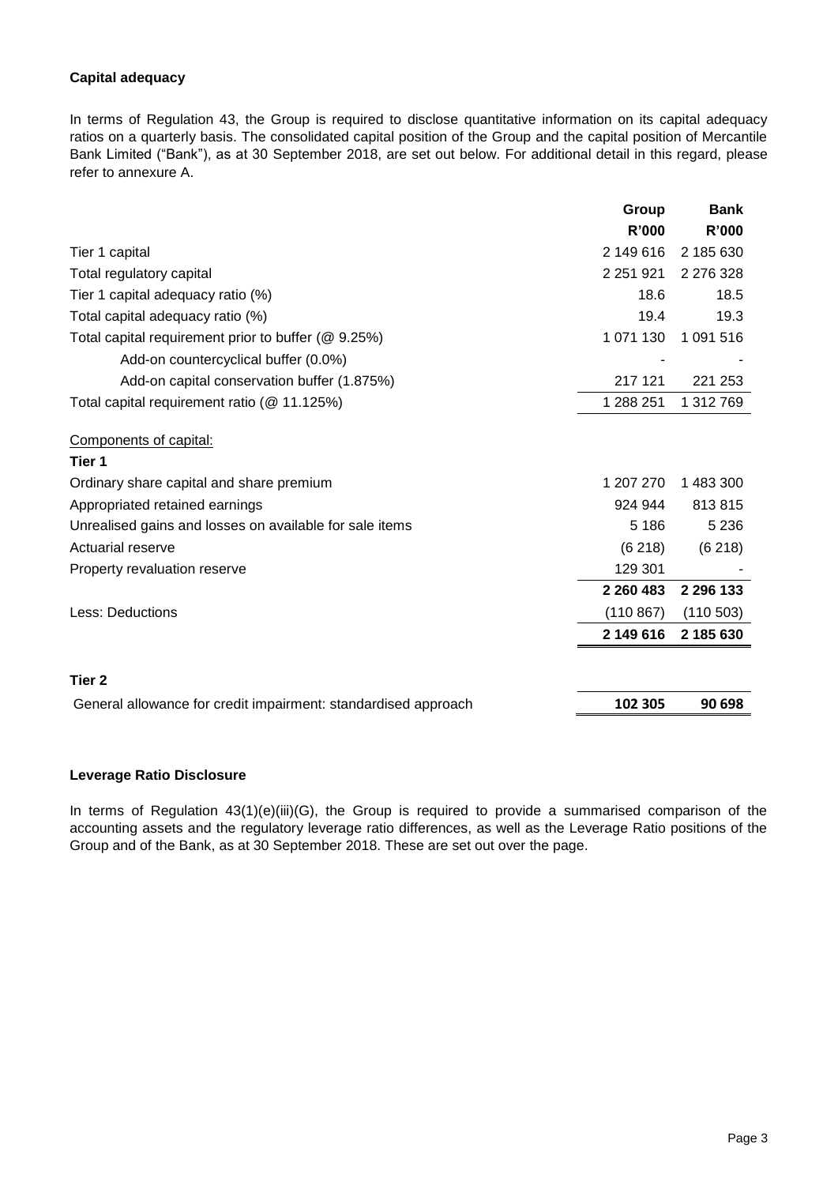**Capital adequacy**

In terms of Regulation 43, the Group is required to disclose quantitative information on its capital adequacy ratios on a quarterly basis. The consolidated capital position of the Group and the capital position of Mercantile Bank Limited ("Bank"), as at 30 September 2018, are set out below. For additional detail in this regard, please refer to annexure A.

| | Group | Bank |
|---|---|---|
| | R'000 | R'000 |
| Tier 1 capital | 2 149 616 | 2 185 630 |
| Total regulatory capital | 2 251 921 | 2 276 328 |
| Tier 1 capital adequacy ratio (%) | 18.6 | 18.5 |
| Total capital adequacy ratio (%) | 19.4 | 19.3 |
| Total capital requirement prior to buffer (@ 9.25%) | 1 071 130 | 1 091 516 |
| Add-on countercyclical buffer (0.0%) | - | - |
| Add-on capital conservation buffer (1.875%) | 217 121 | 221 253 |
| Total capital requirement ratio (@ 11.125%) | 1 288 251 | 1 312 769 |
| Components of capital: | | |
| **Tier 1** | | |
| Ordinary share capital and share premium | 1 207 270 | 1 483 300 |
| Appropriated retained earnings | 924 944 | 813 815 |
| Unrealised gains and losses on available for sale items | 5 186 | 5 236 |
| Actuarial reserve | (6 218) | (6 218) |
| Property revaluation reserve | 129 301 | - |
| | **2 260 483** | **2 296 133** |
| Less: Deductions | (110 867) | (110 503) |
| | **2 149 616** | **2 185 630** |
| **Tier 2** | | |
| General allowance for credit impairment: standardised approach | **102 305** | **90 698** |

**Leverage Ratio Disclosure**

In terms of Regulation 43(1)(e)(iii)(G), the Group is required to provide a summarised comparison of the accounting assets and the regulatory leverage ratio differences, as well as the Leverage Ratio positions of the Group and of the Bank, as at 30 September 2018. These are set out over the page.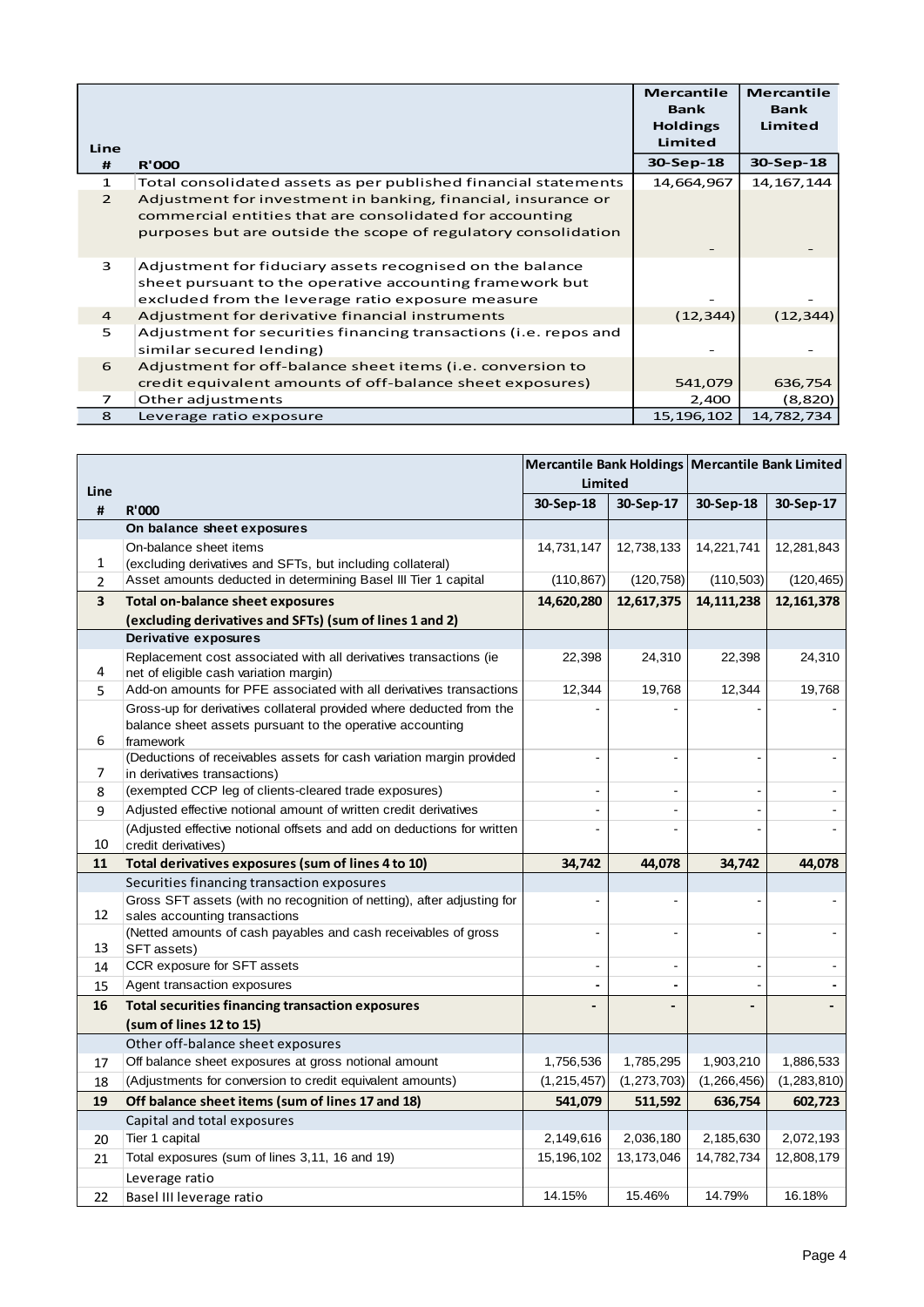| Line # | R'000 | Mercantile Bank Holdings Limited 30-Sep-18 | Mercantile Bank Limited 30-Sep-18 |
|---|---|---|---|
| 1 | Total consolidated assets as per published financial statements | 14,664,967 | 14,167,144 |
| 2 | Adjustment for investment in banking, financial, insurance or commercial entities that are consolidated for accounting purposes but are outside the scope of regulatory consolidation | - | - |
| 3 | Adjustment for fiduciary assets recognised on the balance sheet pursuant to the operative accounting framework but excluded from the leverage ratio exposure measure | - | - |
| 4 | Adjustment for derivative financial instruments | (12,344) | (12,344) |
| 5 | Adjustment for securities financing transactions (i.e. repos and similar secured lending) | - | - |
| 6 | Adjustment for off-balance sheet items (i.e. conversion to credit equivalent amounts of off-balance sheet exposures) | 541,079 | 636,754 |
| 7 | Other adjustments | 2,400 | (8,820) |
| 8 | Leverage ratio exposure | 15,196,102 | 14,782,734 |

| Line # | R'000 | Mercantile Bank Holdings Limited | | Mercantile Bank Limited | |
|---|---|---|---|---|---|
| | | 30-Sep-18 | 30-Sep-17 | 30-Sep-18 | 30-Sep-17 |
| | **On balance sheet exposures** | | | | |
| 1 | On-balance sheet items (excluding derivatives and SFTs, but including collateral) | 14,731,147 | 12,738,133 | 14,221,741 | 12,281,843 |
| 2 | Asset amounts deducted in determining Basel III Tier 1 capital | (110,867) | (120,758) | (110,503) | (120,465) |
| **3** | **Total on-balance sheet exposures (excluding derivatives and SFTs) (sum of lines 1 and 2)** | **14,620,280** | **12,617,375** | **14,111,238** | **12,161,378** |
| | **Derivative exposures** | | | | |
| 4 | Replacement cost associated with all derivatives transactions (ie net of eligible cash variation margin) | 22,398 | 24,310 | 22,398 | 24,310 |
| 5 | Add-on amounts for PFE associated with all derivatives transactions | 12,344 | 19,768 | 12,344 | 19,768 |
| 6 | Gross-up for derivatives collateral provided where deducted from the balance sheet assets pursuant to the operative accounting framework | - | - | - | - |
| 7 | (Deductions of receivables assets for cash variation margin provided in derivatives transactions) | - | - | - | - |
| 8 | (exempted CCP leg of clients-cleared trade exposures) | - | - | - | - |
| 9 | Adjusted effective notional amount of written credit derivatives | - | - | - | - |
| 10 | (Adjusted effective notional offsets and add on deductions for written credit derivatives) | - | - | - | - |
| **11** | **Total derivatives exposures (sum of lines 4 to 10)** | **34,742** | **44,078** | **34,742** | **44,078** |
| | Securities financing transaction exposures | | | | |
| 12 | Gross SFT assets (with no recognition of netting), after adjusting for sales accounting transactions | - | - | - | - |
| 13 | (Netted amounts of cash payables and cash receivables of gross SFT assets) | - | - | - | - |
| 14 | CCR exposure for SFT assets | - | - | - | - |
| 15 | Agent transaction exposures | - | - | - | - |
| **16** | **Total securities financing transaction exposures (sum of lines 12 to 15)** | **-** | **-** | **-** | **-** |
| | Other off-balance sheet exposures | | | | |
| 17 | Off balance sheet exposures at gross notional amount | 1,756,536 | 1,785,295 | 1,903,210 | 1,886,533 |
| 18 | (Adjustments for conversion to credit equivalent amounts) | (1,215,457) | (1,273,703) | (1,266,456) | (1,283,810) |
| **19** | **Off balance sheet items (sum of lines 17 and 18)** | **541,079** | **511,592** | **636,754** | **602,723** |
| | Capital and total exposures | | | | |
| 20 | Tier 1 capital | 2,149,616 | 2,036,180 | 2,185,630 | 2,072,193 |
| 21 | Total exposures (sum of lines 3,11, 16 and 19) | 15,196,102 | 13,173,046 | 14,782,734 | 12,808,179 |
| | Leverage ratio | | | | |
| 22 | Basel III leverage ratio | 14.15% | 15.46% | 14.79% | 16.18% |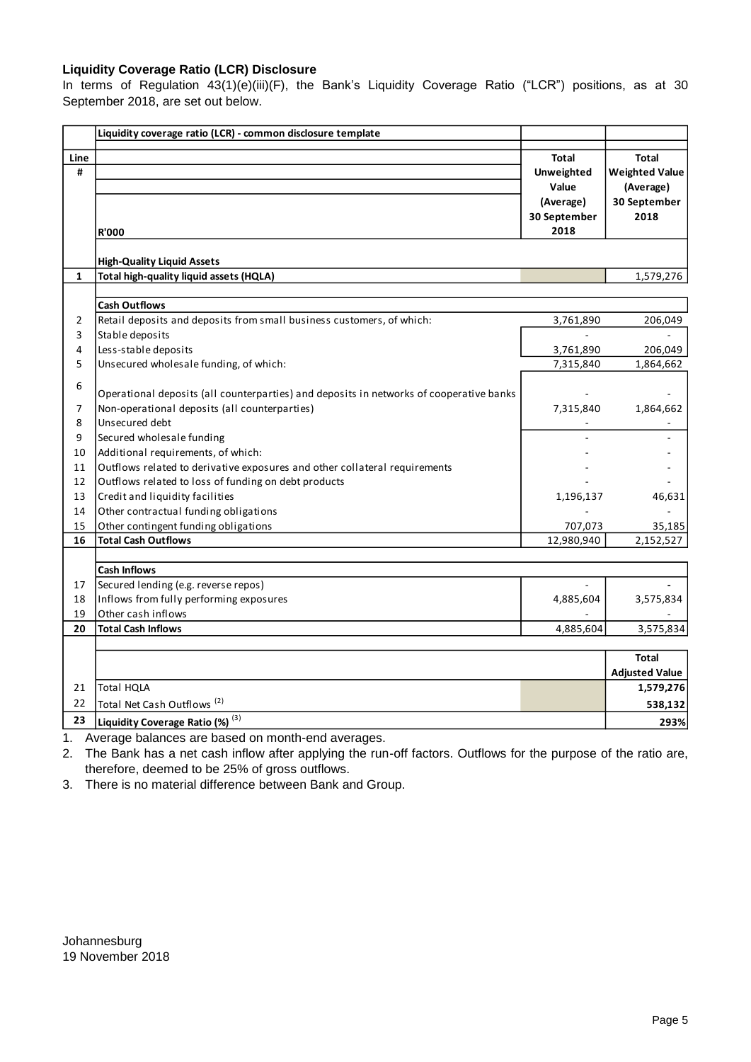**Liquidity Coverage Ratio (LCR) Disclosure**

In terms of Regulation 43(1)(e)(iii)(F), the Bank's Liquidity Coverage Ratio ("LCR") positions, as at 30 September 2018, are set out below.

| Line # | Liquidity coverage ratio (LCR) - common disclosure template<br>R'000 | Total Unweighted Value (Average) 30 September 2018 | Total Weighted Value (Average) 30 September 2018 |
|---|---|---|---|
| | **High-Quality Liquid Assets** | | |
| **1** | **Total high-quality liquid assets (HQLA)** | | 1,579,276 |
| | **Cash Outflows** | | |
| 2 | Retail deposits and deposits from small business customers, of which: | 3,761,890 | 206,049 |
| 3 | Stable deposits | - | - |
| 4 | Less-stable deposits | 3,761,890 | 206,049 |
| 5 | Unsecured wholesale funding, of which: | 7,315,840 | 1,864,662 |
| 6 | Operational deposits (all counterparties) and deposits in networks of cooperative banks | - | - |
| 7 | Non-operational deposits (all counterparties) | 7,315,840 | 1,864,662 |
| 8 | Unsecured debt | - | - |
| 9 | Secured wholesale funding | - | - |
| 10 | Additional requirements, of which: | - | - |
| 11 | Outflows related to derivative exposures and other collateral requirements | - | - |
| 12 | Outflows related to loss of funding on debt products | - | - |
| 13 | Credit and liquidity facilities | 1,196,137 | 46,631 |
| 14 | Other contractual funding obligations | - | - |
| 15 | Other contingent funding obligations | 707,073 | 35,185 |
| **16** | **Total Cash Outflows** | 12,980,940 | 2,152,527 |
| | **Cash Inflows** | | |
| 17 | Secured lending (e.g. reverse repos) | - | - |
| 18 | Inflows from fully performing exposures | 4,885,604 | 3,575,834 |
| 19 | Other cash inflows | - | - |
| **20** | **Total Cash Inflows** | 4,885,604 | 3,575,834 |
| | | | **Total Adjusted Value** |
| 21 | Total HQLA | | **1,579,276** |
| 22 | Total Net Cash Outflows [2] | | **538,132** |
| **23** | **Liquidity Coverage Ratio (%)** [3] | | **293%** |

1. Average balances are based on month-end averages.
2. The Bank has a net cash inflow after applying the run-off factors. Outflows for the purpose of the ratio are, therefore, deemed to be 25% of gross outflows.
3. There is no material difference between Bank and Group.

Johannesburg
19 November 2018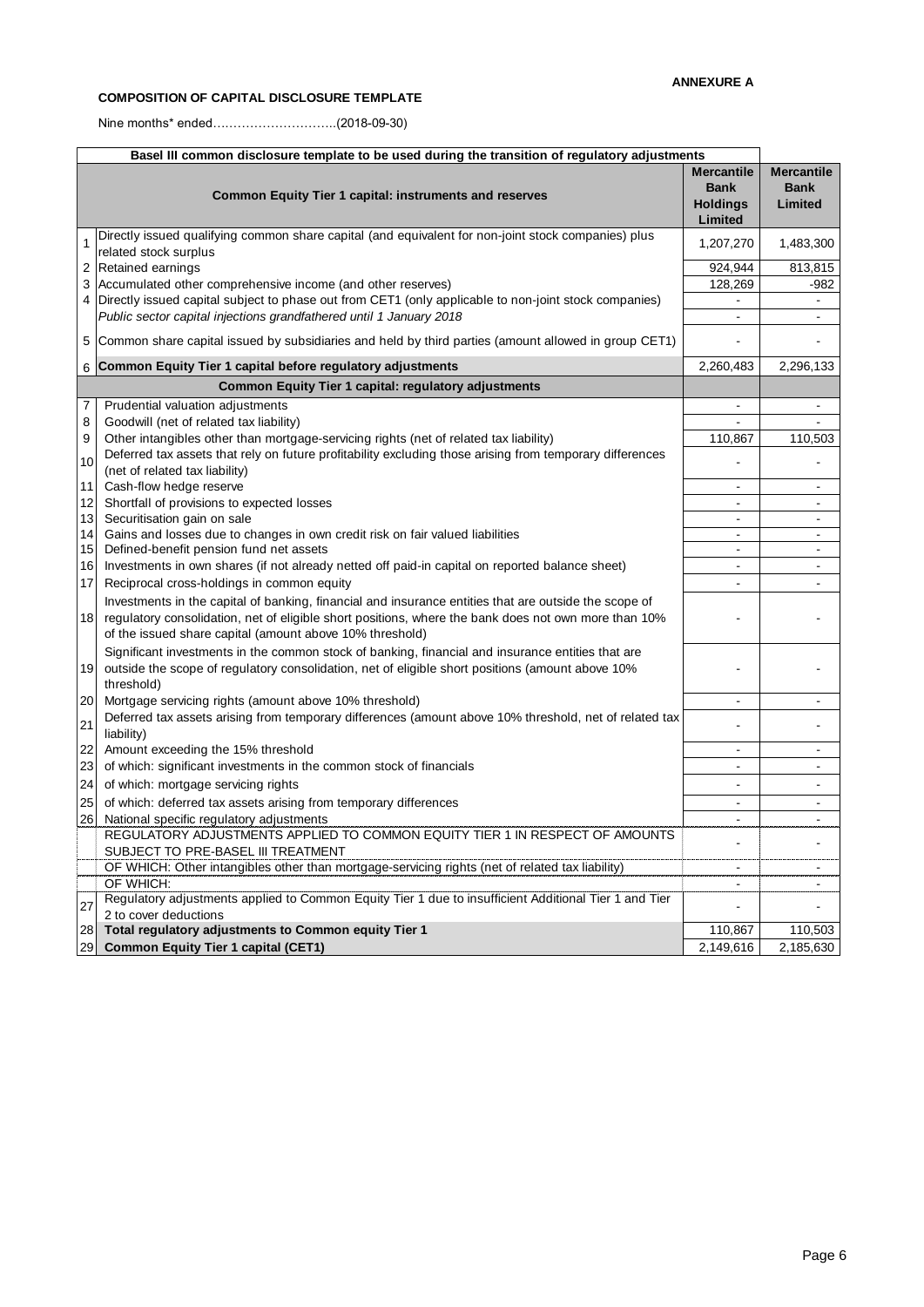**ANNEXURE A**

**COMPOSITION OF CAPITAL DISCLOSURE TEMPLATE**

Nine months* ended…………………………(2018-09-30)

| | **Basel III common disclosure template to be used during the transition of regulatory adjustments** | | |
|---|---|---|---|
| | **Common Equity Tier 1 capital: instruments and reserves** | **Mercantile Bank Holdings Limited** | **Mercantile Bank Limited** |
| 1 | Directly issued qualifying common share capital (and equivalent for non-joint stock companies) plus related stock surplus | 1,207,270 | 1,483,300 |
| 2 | Retained earnings | 924,944 | 813,815 |
| 3 | Accumulated other comprehensive income (and other reserves) | 128,269 | -982 |
| 4 | Directly issued capital subject to phase out from CET1 (only applicable to non-joint stock companies) | - | - |
| | *Public sector capital injections grandfathered until 1 January 2018* | - | - |
| 5 | Common share capital issued by subsidiaries and held by third parties (amount allowed in group CET1) | - | - |
| 6 | **Common Equity Tier 1 capital before regulatory adjustments** | 2,260,483 | 2,296,133 |
| | **Common Equity Tier 1 capital: regulatory adjustments** | | |
| 7 | Prudential valuation adjustments | - | - |
| 8 | Goodwill (net of related tax liability) | - | - |
| 9 | Other intangibles other than mortgage-servicing rights (net of related tax liability) | 110,867 | 110,503 |
| 10 | Deferred tax assets that rely on future profitability excluding those arising from temporary differences (net of related tax liability) | - | - |
| 11 | Cash-flow hedge reserve | - | - |
| 12 | Shortfall of provisions to expected losses | - | - |
| 13 | Securitisation gain on sale | - | - |
| 14 | Gains and losses due to changes in own credit risk on fair valued liabilities | - | - |
| 15 | Defined-benefit pension fund net assets | - | - |
| 16 | Investments in own shares (if not already netted off paid-in capital on reported balance sheet) | - | - |
| 17 | Reciprocal cross-holdings in common equity | - | - |
| 18 | Investments in the capital of banking, financial and insurance entities that are outside the scope of regulatory consolidation, net of eligible short positions, where the bank does not own more than 10% of the issued share capital (amount above 10% threshold) | - | - |
| 19 | Significant investments in the common stock of banking, financial and insurance entities that are outside the scope of regulatory consolidation, net of eligible short positions (amount above 10% threshold) | - | - |
| 20 | Mortgage servicing rights (amount above 10% threshold) | - | - |
| 21 | Deferred tax assets arising from temporary differences (amount above 10% threshold, net of related tax liability) | - | - |
| 22 | Amount exceeding the 15% threshold | - | - |
| 23 | of which: significant investments in the common stock of financials | - | - |
| 24 | of which: mortgage servicing rights | - | - |
| 25 | of which: deferred tax assets arising from temporary differences | - | - |
| 26 | National specific regulatory adjustments | - | - |
| | REGULATORY ADJUSTMENTS APPLIED TO COMMON EQUITY TIER 1 IN RESPECT OF AMOUNTS SUBJECT TO PRE-BASEL III TREATMENT | - | - |
| | OF WHICH: Other intangibles other than mortgage-servicing rights (net of related tax liability) | - | - |
| | OF WHICH: | - | - |
| 27 | Regulatory adjustments applied to Common Equity Tier 1 due to insufficient Additional Tier 1 and Tier 2 to cover deductions | - | - |
| 28 | **Total regulatory adjustments to Common equity Tier 1** | 110,867 | 110,503 |
| 29 | **Common Equity Tier 1 capital (CET1)** | 2,149,616 | 2,185,630 |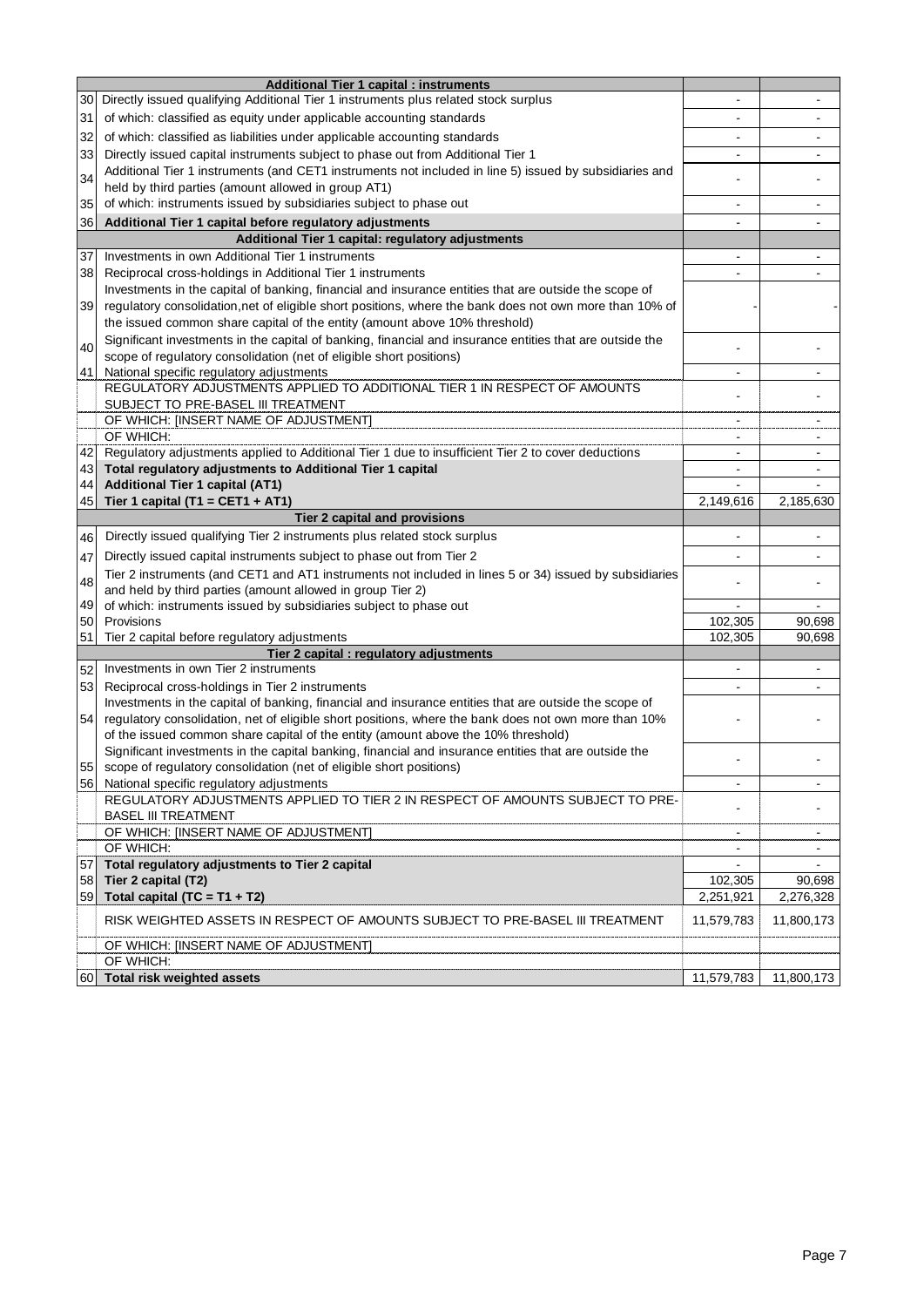| | | | |
|---|---|---|---|
| | **Additional Tier 1 capital : instruments** | | |
| 30 | Directly issued qualifying Additional Tier 1 instruments plus related stock surplus | - | - |
| 31 | of which: classified as equity under applicable accounting standards | - | - |
| 32 | of which: classified as liabilities under applicable accounting standards | - | - |
| 33 | Directly issued capital instruments subject to phase out from Additional Tier 1 | - | - |
| 34 | Additional Tier 1 instruments (and CET1 instruments not included in line 5) issued by subsidiaries and held by third parties (amount allowed in group AT1) | - | - |
| 35 | of which: instruments issued by subsidiaries subject to phase out | - | - |
| 36 | **Additional Tier 1 capital before regulatory adjustments** | - | - |
| | **Additional Tier 1 capital: regulatory adjustments** | | |
| 37 | Investments in own Additional Tier 1 instruments | - | - |
| 38 | Reciprocal cross-holdings in Additional Tier 1 instruments | - | - |
| 39 | Investments in the capital of banking, financial and insurance entities that are outside the scope of regulatory consolidation,net of eligible short positions, where the bank does not own more than 10% of the issued common share capital of the entity (amount above 10% threshold) | - | - |
| 40 | Significant investments in the capital of banking, financial and insurance entities that are outside the scope of regulatory consolidation (net of eligible short positions) | - | - |
| 41 | National specific regulatory adjustments | - | - |
| | REGULATORY ADJUSTMENTS APPLIED TO ADDITIONAL TIER 1 IN RESPECT OF AMOUNTS SUBJECT TO PRE-BASEL III TREATMENT | - | - |
| | OF WHICH: [INSERT NAME OF ADJUSTMENT] | - | - |
| | OF WHICH: | - | - |
| 42 | Regulatory adjustments applied to Additional Tier 1 due to insufficient Tier 2 to cover deductions | - | - |
| 43 | **Total regulatory adjustments to Additional Tier 1 capital** | - | - |
| 44 | **Additional Tier 1 capital (AT1)** | - | - |
| 45 | **Tier 1 capital (T1 = CET1 + AT1)** | 2,149,616 | 2,185,630 |
| | **Tier 2 capital and provisions** | | |
| 46 | Directly issued qualifying Tier 2 instruments plus related stock surplus | - | - |
| 47 | Directly issued capital instruments subject to phase out from Tier 2 | - | - |
| 48 | Tier 2 instruments (and CET1 and AT1 instruments not included in lines 5 or 34) issued by subsidiaries and held by third parties (amount allowed in group Tier 2) | - | - |
| 49 | of which: instruments issued by subsidiaries subject to phase out | - | - |
| 50 | Provisions | 102,305 | 90,698 |
| 51 | Tier 2 capital before regulatory adjustments | 102,305 | 90,698 |
| | **Tier 2 capital : regulatory adjustments** | | |
| 52 | Investments in own Tier 2 instruments | - | - |
| 53 | Reciprocal cross-holdings in Tier 2 instruments | - | - |
| 54 | Investments in the capital of banking, financial and insurance entities that are outside the scope of regulatory consolidation, net of eligible short positions, where the bank does not own more than 10% of the issued common share capital of the entity (amount above the 10% threshold) | - | - |
| 55 | Significant investments in the capital banking, financial and insurance entities that are outside the scope of regulatory consolidation (net of eligible short positions) | - | - |
| 56 | National specific regulatory adjustments | - | - |
| | REGULATORY ADJUSTMENTS APPLIED TO TIER 2 IN RESPECT OF AMOUNTS SUBJECT TO PRE-BASEL III TREATMENT | - | - |
| | OF WHICH: [INSERT NAME OF ADJUSTMENT] | - | - |
| | OF WHICH: | - | - |
| 57 | **Total regulatory adjustments to Tier 2 capital** | - | - |
| 58 | **Tier 2 capital (T2)** | 102,305 | 90,698 |
| 59 | **Total capital (TC = T1 + T2)** | 2,251,921 | 2,276,328 |
| | RISK WEIGHTED ASSETS IN RESPECT OF AMOUNTS SUBJECT TO PRE-BASEL III TREATMENT | 11,579,783 | 11,800,173 |
| | OF WHICH: [INSERT NAME OF ADJUSTMENT] | | |
| | OF WHICH: | | |
| 60 | **Total risk weighted assets** | 11,579,783 | 11,800,173 |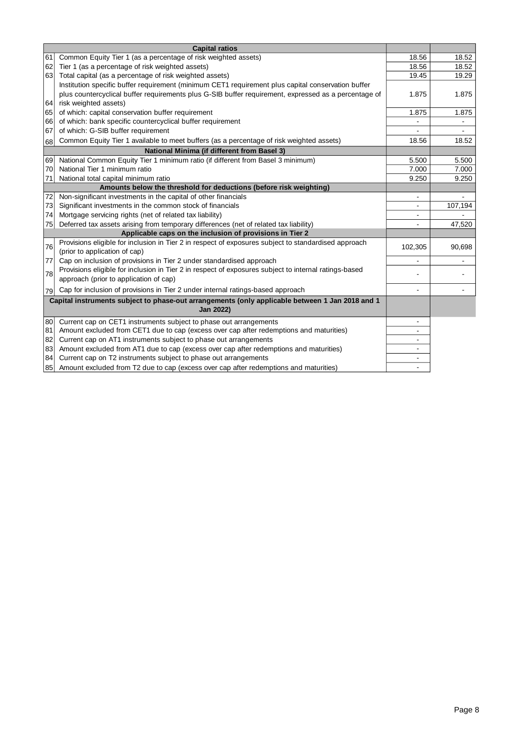| | | | |
|---|---|---|---|
| | **Capital ratios** | | |
| 61 | Common Equity Tier 1 (as a percentage of risk weighted assets) | 18.56 | 18.52 |
| 62 | Tier 1 (as a percentage of risk weighted assets) | 18.56 | 18.52 |
| 63 | Total capital (as a percentage of risk weighted assets) | 19.45 | 19.29 |
| 64 | Institution specific buffer requirement (minimum CET1 requirement plus capital conservation buffer plus countercyclical buffer requirements plus G-SIB buffer requirement, expressed as a percentage of risk weighted assets) | 1.875 | 1.875 |
| 65 | of which: capital conservation buffer requirement | 1.875 | 1.875 |
| 66 | of which: bank specific countercyclical buffer requirement | - | - |
| 67 | of which: G-SIB buffer requirement | - | - |
| 68 | Common Equity Tier 1 available to meet buffers (as a percentage of risk weighted assets) | 18.56 | 18.52 |
| | **National Minima (if different from Basel 3)** | | |
| 69 | National Common Equity Tier 1 minimum ratio (if different from Basel 3 minimum) | 5.500 | 5.500 |
| 70 | National Tier 1 minimum ratio | 7.000 | 7.000 |
| 71 | National total capital minimum ratio | 9.250 | 9.250 |
| | **Amounts below the threshold for deductions (before risk weighting)** | | |
| 72 | Non-significant investments in the capital of other financials | - | - |
| 73 | Significant investments in the common stock of financials | - | 107,194 |
| 74 | Mortgage servicing rights (net of related tax liability) | - | - |
| 75 | Deferred tax assets arising from temporary differences (net of related tax liability) | - | 47,520 |
| | **Applicable caps on the inclusion of provisions in Tier 2** | | |
| 76 | Provisions eligible for inclusion in Tier 2 in respect of exposures subject to standardised approach (prior to application of cap) | 102,305 | 90,698 |
| 77 | Cap on inclusion of provisions in Tier 2 under standardised approach | - | - |
| 78 | Provisions eligible for inclusion in Tier 2 in respect of exposures subject to internal ratings-based approach (prior to application of cap) | - | - |
| 79 | Cap for inclusion of provisions in Tier 2 under internal ratings-based approach | - | - |
| | **Capital instruments subject to phase-out arrangements (only applicable between 1 Jan 2018 and 1 Jan 2022)** | | |
| 80 | Current cap on CET1 instruments subject to phase out arrangements | - | |
| 81 | Amount excluded from CET1 due to cap (excess over cap after redemptions and maturities) | - | |
| 82 | Current cap on AT1 instruments subject to phase out arrangements | - | |
| 83 | Amount excluded from AT1 due to cap (excess over cap after redemptions and maturities) | - | |
| 84 | Current cap on T2 instruments subject to phase out arrangements | - | |
| 85 | Amount excluded from T2 due to cap (excess over cap after redemptions and maturities) | - | |